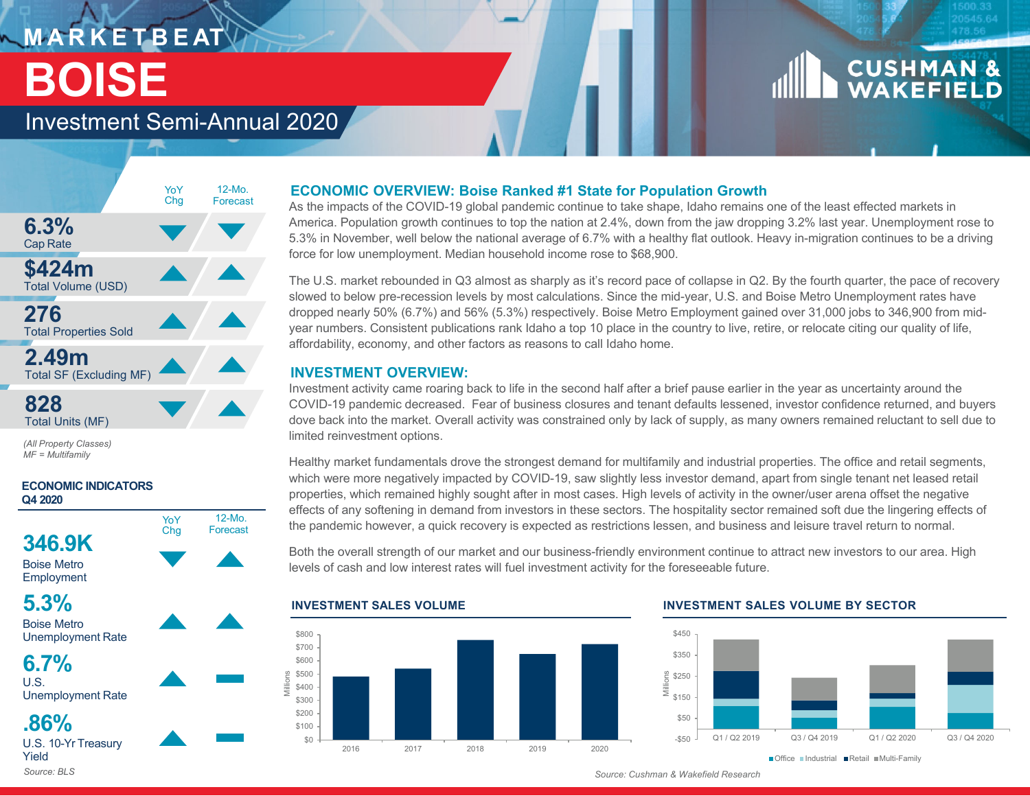# MARKETBEAT

# BOISE

## Investment Semi-Annual 2020

| | YoY Chg | 12-Mo. Forecast |
|---|---|---|
| **6.3%** Cap Rate | ▼ | ▼ |
| **$424m** Total Volume (USD) | ▲ | ▲ |
| **276** Total Properties Sold | ▲ | ▲ |
| **2.49m** Total SF (Excluding MF) | ▲ | ▲ |
| **828** Total Units (MF) | ▼ | ▲ |

*(All Property Classes)*
*MF = Multifamily*

### ECONOMIC INDICATORS Q4 2020

| | YoY Chg | 12-Mo. Forecast |
|---|---|---|
| **346.9K** Boise Metro Employment | ▼ | ▲ |
| **5.3%** Boise Metro Unemployment Rate | ▲ | ▲ |
| **6.7%** U.S. Unemployment Rate | ▲ | ▬ |
| **.86%** U.S. 10-Yr Treasury Yield | ▲ | ▬ |

*Source: BLS*

## ECONOMIC OVERVIEW: Boise Ranked #1 State for Population Growth

As the impacts of the COVID-19 global pandemic continue to take shape, Idaho remains one of the least effected markets in America. Population growth continues to top the nation at 2.4%, down from the jaw dropping 3.2% last year. Unemployment rose to 5.3% in November, well below the national average of 6.7% with a healthy flat outlook. Heavy in-migration continues to be a driving force for low unemployment. Median household income rose to $68,900.

The U.S. market rebounded in Q3 almost as sharply as it's record pace of collapse in Q2. By the fourth quarter, the pace of recovery slowed to below pre-recession levels by most calculations. Since the mid-year, U.S. and Boise Metro Unemployment rates have dropped nearly 50% (6.7%) and 56% (5.3%) respectively. Boise Metro Employment gained over 31,000 jobs to 346,900 from mid-year numbers. Consistent publications rank Idaho a top 10 place in the country to live, retire, or relocate citing our quality of life, affordability, economy, and other factors as reasons to call Idaho home.

## INVESTMENT OVERVIEW:

Investment activity came roaring back to life in the second half after a brief pause earlier in the year as uncertainty around the COVID-19 pandemic decreased. Fear of business closures and tenant defaults lessened, investor confidence returned, and buyers dove back into the market. Overall activity was constrained only by lack of supply, as many owners remained reluctant to sell due to limited reinvestment options.

Healthy market fundamentals drove the strongest demand for multifamily and industrial properties. The office and retail segments, which were more negatively impacted by COVID-19, saw slightly less investor demand, apart from single tenant net leased retail properties, which remained highly sought after in most cases. High levels of activity in the owner/user arena offset the negative effects of any softening in demand from investors in these sectors. The hospitality sector remained soft due the lingering effects of the pandemic however, a quick recovery is expected as restrictions lessen, and business and leisure travel return to normal.

Both the overall strength of our market and our business-friendly environment continue to attract new investors to our area. High levels of cash and low interest rates will fuel investment activity for the foreseeable future.

### INVESTMENT SALES VOLUME

(Millions; 2016–2020; axis $0–$800)

### INVESTMENT SALES VOLUME BY SECTOR

(Millions; Q1 / Q2 2019, Q3 / Q4 2019, Q1 / Q2 2020, Q3 / Q4 2020; Office, Industrial, Retail, Multi-Family)

*Source: Cushman & Wakefield Research*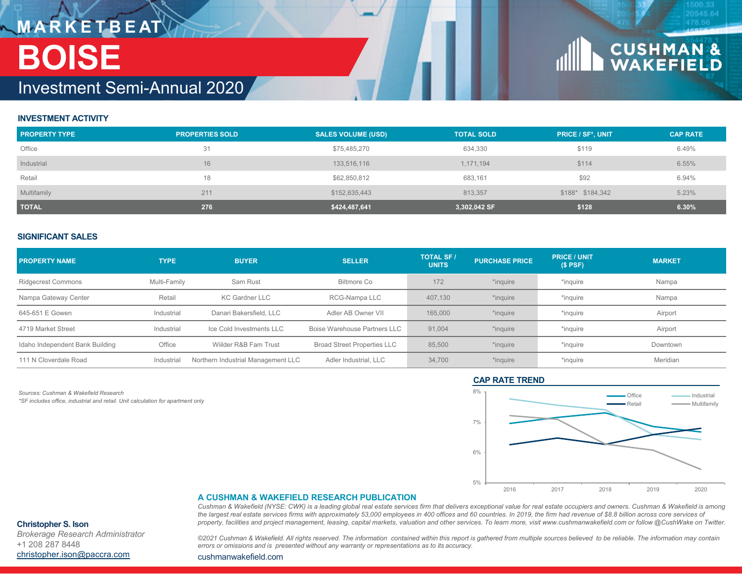# MARKETBEAT

# BOISE

## Investment Semi-Annual 2020

### INVESTMENT ACTIVITY

| PROPERTY TYPE | PROPERTIES SOLD | SALES VOLUME (USD) | TOTAL SOLD | PRICE / SF*, UNIT | CAP RATE |
|---|---|---|---|---|---|
| Office | 31 | $75,485,270 | 634,330 | $119 | 6.49% |
| Industrial | 16 | 133,516,116 | 1,171,194 | $114 | 6.55% |
| Retail | 18 | $62,850,812 | 683,161 | $92 | 6.94% |
| Multifamily | 211 | $152,635,443 | 813,357 | $188* $184,342 | 5.23% |
| **TOTAL** | **276** | **$424,487,641** | **3,302,042 SF** | **$128** | **6.30%** |

### SIGNIFICANT SALES

| PROPERTY NAME | TYPE | BUYER | SELLER | TOTAL SF / UNITS | PURCHASE PRICE | PRICE / UNIT ($ PSF) | MARKET |
|---|---|---|---|---|---|---|---|
| Ridgecrest Commons | Multi-Family | Sam Rust | Biltmore Co | 172 | *inquire | *inquire | Nampa |
| Nampa Gateway Center | Retail | KC Gardner LLC | RCG-Nampa LLC | 407,130 | *inquire | *inquire | Nampa |
| 645-651 E Gowen | Industrial | Danari Bakersfield, LLC | Adler AB Owner VII | 165,000 | *inquire | *inquire | Airport |
| 4719 Market Street | Industrial | Ice Cold Investments LLC | Boise Warehouse Partners LLC | 91,004 | *inquire | *inquire | Airport |
| Idaho Independent Bank Building | Office | Wiilder R&B Fam Trust | Broad Street Properties LLC | 85,500 | *inquire | *inquire | Downtown |
| 111 N Cloverdale Road | Industrial | Northern Industrial Management LLC | Adler Industrial, LLC | 34,700 | *inquire | *inquire | Meridian |

*Sources: Cushman & Wakefield Research*
*\*SF includes office, industrial and retail. Unit calculation for apartment only*

### CAP RATE TREND

Office
Industrial
Retail
Multifamily

8%
7%
6%
5%

2016 2017 2018 2019 2020

### A CUSHMAN & WAKEFIELD RESEARCH PUBLICATION

*Cushman & Wakefield (NYSE: CWK) is a leading global real estate services firm that delivers exceptional value for real estate occupiers and owners. Cushman & Wakefield is among the largest real estate services firms with approximately 53,000 employees in 400 offices and 60 countries. In 2019, the firm had revenue of $8.8 billion across core services of property, facilities and project management, leasing, capital markets, valuation and other services. To learn more, visit www.cushmanwakefield.com or follow @CushWake on Twitter.*

*©2021 Cushman & Wakefield. All rights reserved. The information contained within this report is gathered from multiple sources believed to be reliable. The information may contain errors or omissions and is presented without any warranty or representations as to its accuracy.*

cushmanwakefield.com

**Christopher S. Ison**
*Brokerage Research Administrator*
+1 208 287 8448
christopher.ison@paccra.com